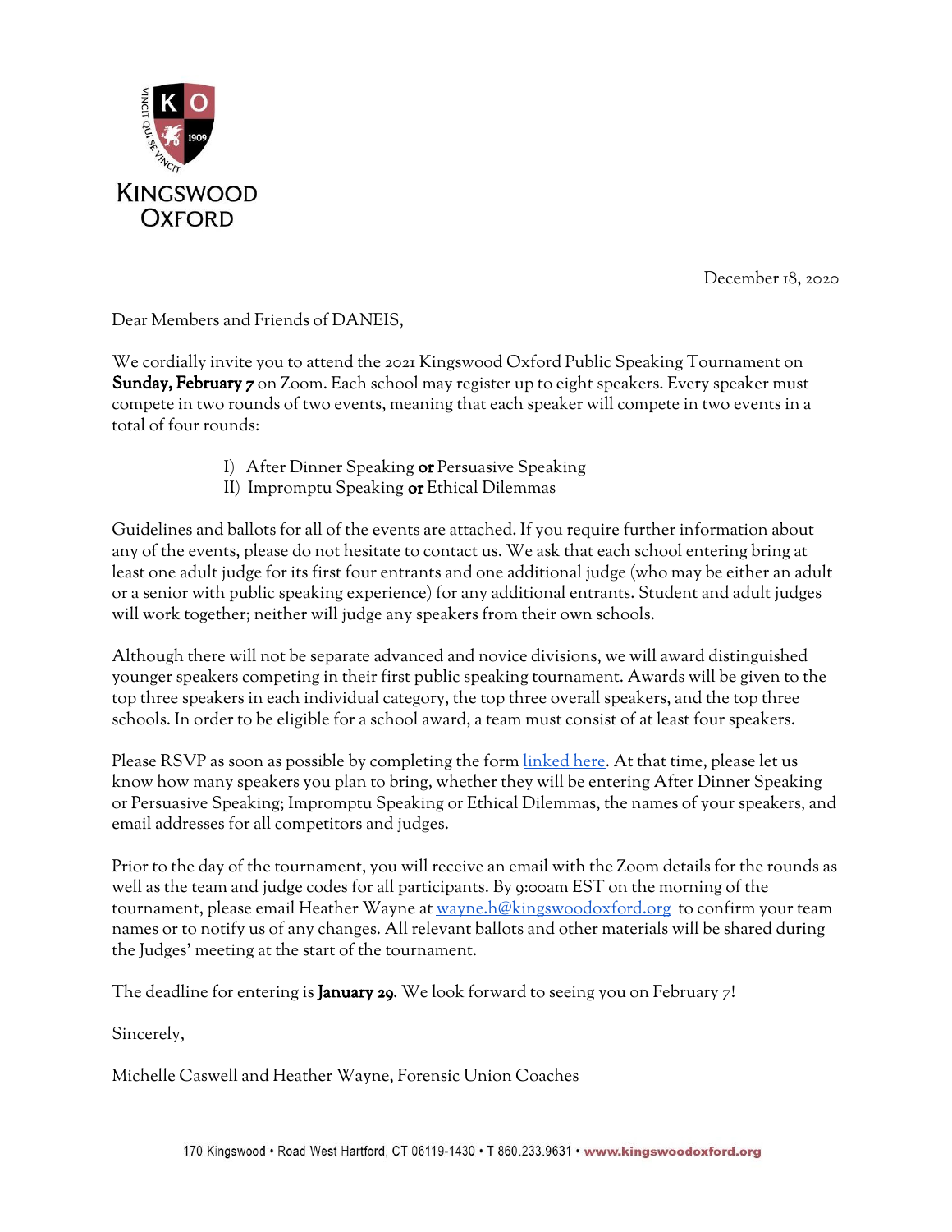KINGSWOOD OXFORD

December 18, 2020

Dear Members and Friends of DANEIS,

We cordially invite you to attend the 2021 Kingswood Oxford Public Speaking Tournament on **Sunday, February 7** on Zoom. Each school may register up to eight speakers. Every speaker must compete in two rounds of two events, meaning that each speaker will compete in two events in a total of four rounds:

I) After Dinner Speaking **or** Persuasive Speaking
II) Impromptu Speaking **or** Ethical Dilemmas

Guidelines and ballots for all of the events are attached. If you require further information about any of the events, please do not hesitate to contact us. We ask that each school entering bring at least one adult judge for its first four entrants and one additional judge (who may be either an adult or a senior with public speaking experience) for any additional entrants. Student and adult judges will work together; neither will judge any speakers from their own schools.

Although there will not be separate advanced and novice divisions, we will award distinguished younger speakers competing in their first public speaking tournament. Awards will be given to the top three speakers in each individual category, the top three overall speakers, and the top three schools. In order to be eligible for a school award, a team must consist of at least four speakers.

Please RSVP as soon as possible by completing the form linked here. At that time, please let us know how many speakers you plan to bring, whether they will be entering After Dinner Speaking or Persuasive Speaking; Impromptu Speaking or Ethical Dilemmas, the names of your speakers, and email addresses for all competitors and judges.

Prior to the day of the tournament, you will receive an email with the Zoom details for the rounds as well as the team and judge codes for all participants. By 9:00am EST on the morning of the tournament, please email Heather Wayne at wayne.h@kingswoodoxford.org to confirm your team names or to notify us of any changes. All relevant ballots and other materials will be shared during the Judges' meeting at the start of the tournament.

The deadline for entering is **January 29**. We look forward to seeing you on February 7!

Sincerely,

Michelle Caswell and Heather Wayne, Forensic Union Coaches

170 Kingswood • Road West Hartford, CT 06119-1430 • T 860.233.9631 • www.kingswoodoxford.org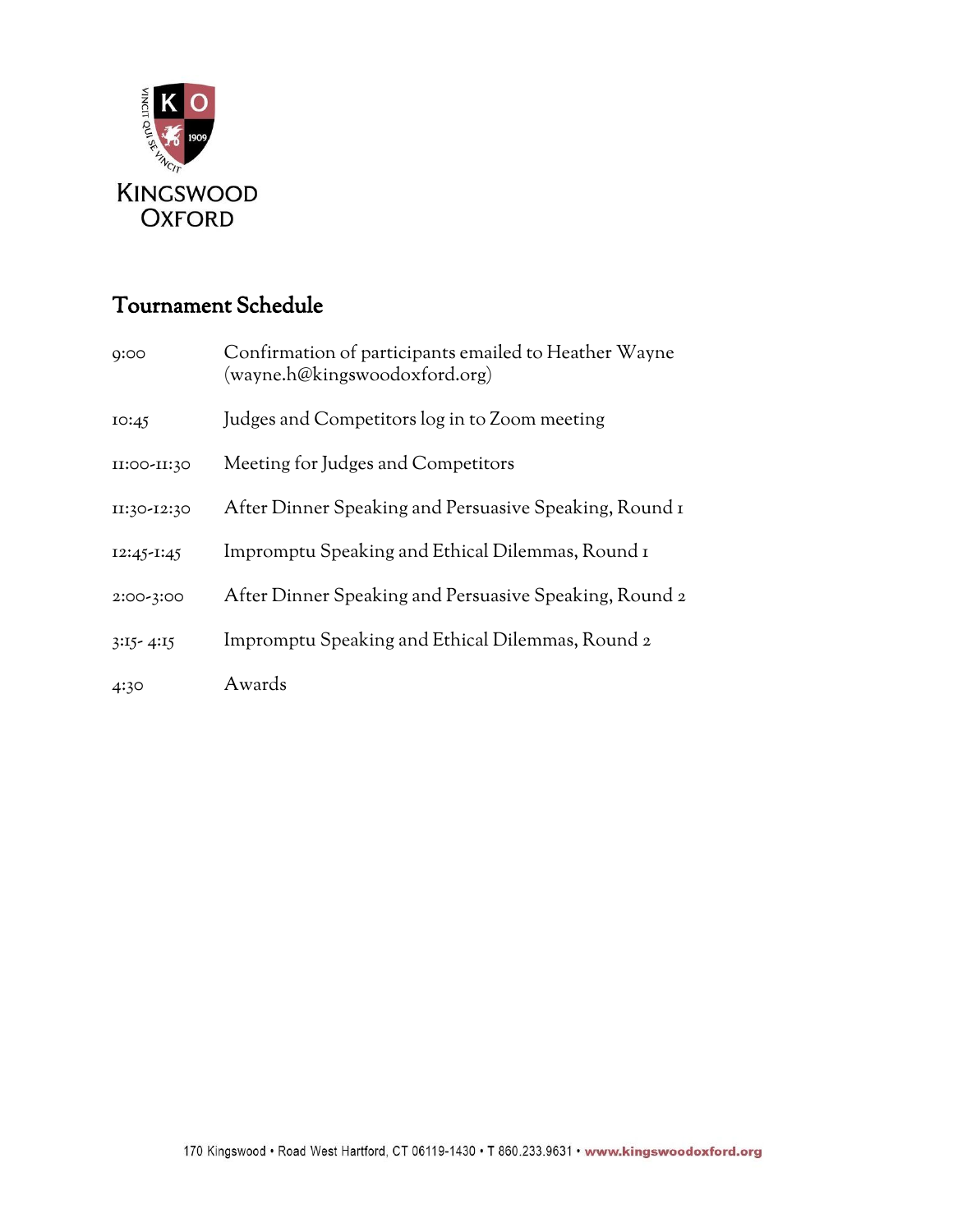KINGSWOOD OXFORD

## Tournament Schedule

| | |
|---|---|
| 9:00 | Confirmation of participants emailed to Heather Wayne (wayne.h@kingswoodoxford.org) |
| 10:45 | Judges and Competitors log in to Zoom meeting |
| 11:00-11:30 | Meeting for Judges and Competitors |
| 11:30-12:30 | After Dinner Speaking and Persuasive Speaking, Round 1 |
| 12:45-1:45 | Impromptu Speaking and Ethical Dilemmas, Round 1 |
| 2:00-3:00 | After Dinner Speaking and Persuasive Speaking, Round 2 |
| 3:15- 4:15 | Impromptu Speaking and Ethical Dilemmas, Round 2 |
| 4:30 | Awards |

170 Kingswood • Road West Hartford, CT 06119-1430 • T 860.233.9631 • www.kingswoodoxford.org